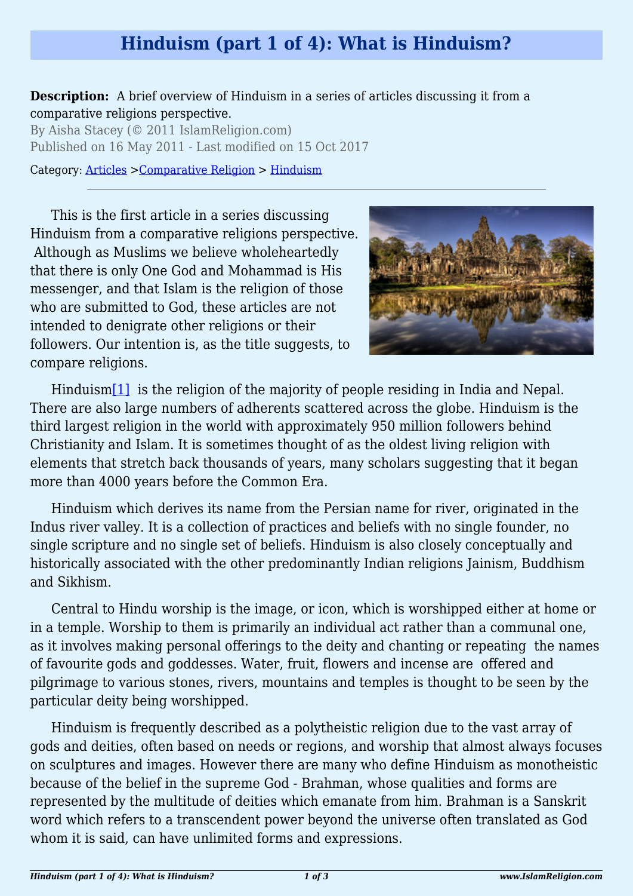# Hinduism (part 1 of 4): What is Hinduism?

**Description:** A brief overview of Hinduism in a series of articles discussing it from a comparative religions perspective.

By Aisha Stacey (© 2011 IslamReligion.com)

Published on 16 May 2011 - Last modified on 15 Oct 2017

Category: Articles > Comparative Religion > Hinduism

---

This is the first article in a series discussing Hinduism from a comparative religions perspective. Although as Muslims we believe wholeheartedly that there is only One God and Mohammad is His messenger, and that Islam is the religion of those who are submitted to God, these articles are not intended to denigrate other religions or their followers. Our intention is, as the title suggests, to compare religions.

Hinduism[1] is the religion of the majority of people residing in India and Nepal. There are also large numbers of adherents scattered across the globe. Hinduism is the third largest religion in the world with approximately 950 million followers behind Christianity and Islam. It is sometimes thought of as the oldest living religion with elements that stretch back thousands of years, many scholars suggesting that it began more than 4000 years before the Common Era.

Hinduism which derives its name from the Persian name for river, originated in the Indus river valley. It is a collection of practices and beliefs with no single founder, no single scripture and no single set of beliefs. Hinduism is also closely conceptually and historically associated with the other predominantly Indian religions Jainism, Buddhism and Sikhism.

Central to Hindu worship is the image, or icon, which is worshipped either at home or in a temple. Worship to them is primarily an individual act rather than a communal one, as it involves making personal offerings to the deity and chanting or repeating the names of favourite gods and goddesses. Water, fruit, flowers and incense are offered and pilgrimage to various stones, rivers, mountains and temples is thought to be seen by the particular deity being worshipped.

Hinduism is frequently described as a polytheistic religion due to the vast array of gods and deities, often based on needs or regions, and worship that almost always focuses on sculptures and images. However there are many who define Hinduism as monotheistic because of the belief in the supreme God - Brahman, whose qualities and forms are represented by the multitude of deities which emanate from him. Brahman is a Sanskrit word which refers to a transcendent power beyond the universe often translated as God whom it is said, can have unlimited forms and expressions.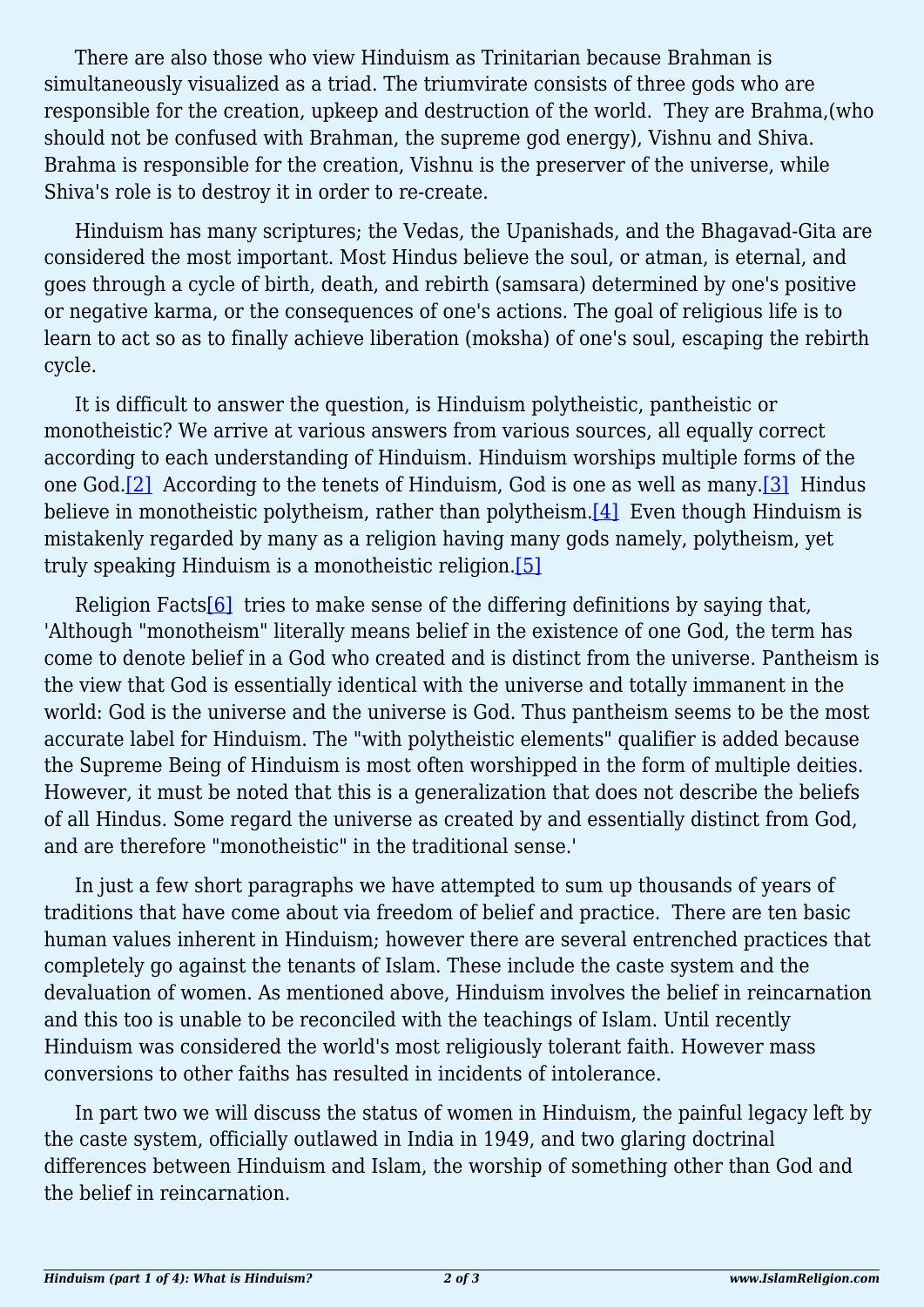There are also those who view Hinduism as Trinitarian because Brahman is simultaneously visualized as a triad. The triumvirate consists of three gods who are responsible for the creation, upkeep and destruction of the world. They are Brahma,(who should not be confused with Brahman, the supreme god energy), Vishnu and Shiva. Brahma is responsible for the creation, Vishnu is the preserver of the universe, while Shiva's role is to destroy it in order to re-create.

Hinduism has many scriptures; the Vedas, the Upanishads, and the Bhagavad-Gita are considered the most important. Most Hindus believe the soul, or atman, is eternal, and goes through a cycle of birth, death, and rebirth (samsara) determined by one's positive or negative karma, or the consequences of one's actions. The goal of religious life is to learn to act so as to finally achieve liberation (moksha) of one's soul, escaping the rebirth cycle.

It is difficult to answer the question, is Hinduism polytheistic, pantheistic or monotheistic? We arrive at various answers from various sources, all equally correct according to each understanding of Hinduism. Hinduism worships multiple forms of the one God.[2] According to the tenets of Hinduism, God is one as well as many.[3] Hindus believe in monotheistic polytheism, rather than polytheism.[4] Even though Hinduism is mistakenly regarded by many as a religion having many gods namely, polytheism, yet truly speaking Hinduism is a monotheistic religion.[5]

Religion Facts[6] tries to make sense of the differing definitions by saying that, 'Although "monotheism" literally means belief in the existence of one God, the term has come to denote belief in a God who created and is distinct from the universe. Pantheism is the view that God is essentially identical with the universe and totally immanent in the world: God is the universe and the universe is God. Thus pantheism seems to be the most accurate label for Hinduism. The "with polytheistic elements" qualifier is added because the Supreme Being of Hinduism is most often worshipped in the form of multiple deities. However, it must be noted that this is a generalization that does not describe the beliefs of all Hindus. Some regard the universe as created by and essentially distinct from God, and are therefore "monotheistic" in the traditional sense.'

In just a few short paragraphs we have attempted to sum up thousands of years of traditions that have come about via freedom of belief and practice. There are ten basic human values inherent in Hinduism; however there are several entrenched practices that completely go against the tenants of Islam. These include the caste system and the devaluation of women. As mentioned above, Hinduism involves the belief in reincarnation and this too is unable to be reconciled with the teachings of Islam. Until recently Hinduism was considered the world's most religiously tolerant faith. However mass conversions to other faiths has resulted in incidents of intolerance.

In part two we will discuss the status of women in Hinduism, the painful legacy left by the caste system, officially outlawed in India in 1949, and two glaring doctrinal differences between Hinduism and Islam, the worship of something other than God and the belief in reincarnation.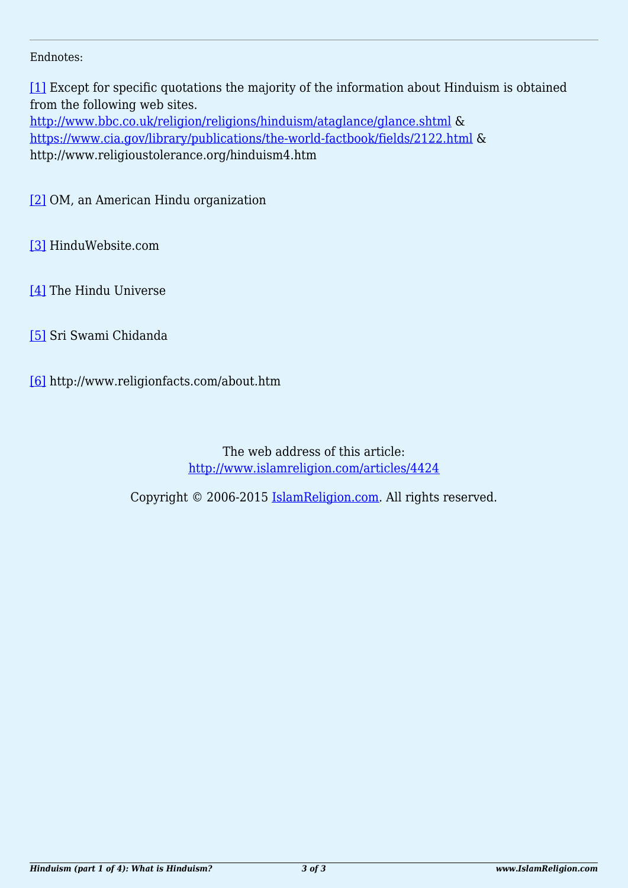Endnotes:

[1] Except for specific quotations the majority of the information about Hinduism is obtained from the following web sites.
http://www.bbc.co.uk/religion/religions/hinduism/ataglance/glance.shtml &
https://www.cia.gov/library/publications/the-world-factbook/fields/2122.html &
http://www.religioustolerance.org/hinduism4.htm

[2] OM, an American Hindu organization

[3] HinduWebsite.com

[4] The Hindu Universe

[5] Sri Swami Chidanda

[6] http://www.religionfacts.com/about.htm

The web address of this article:
http://www.islamreligion.com/articles/4424

Copyright © 2006-2015 IslamReligion.com. All rights reserved.